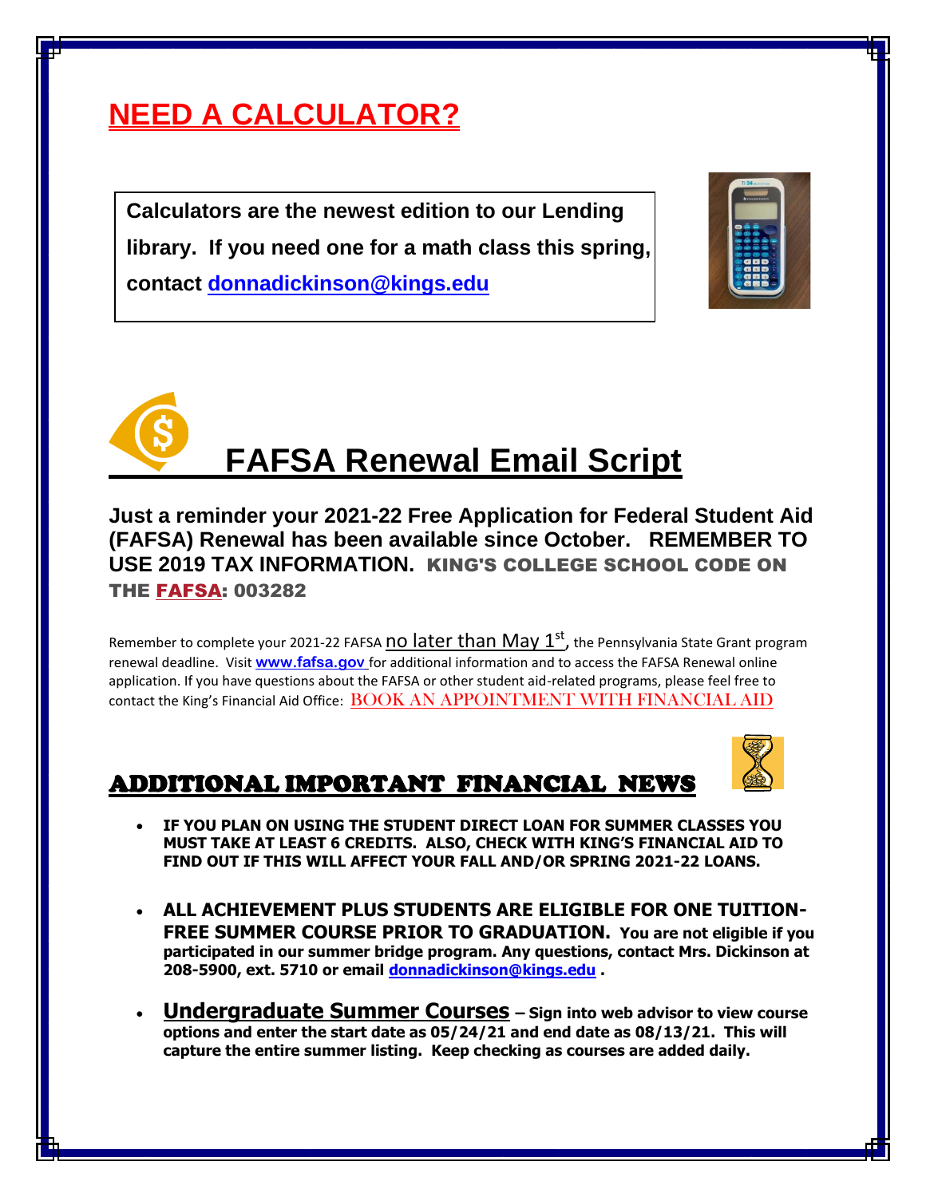# NEED A CALCULATOR?

**Calculators are the newest edition to our Lending library. If you need one for a math class this spring, contact [donnadickinson@kings.edu](mailto:donnadickinson@kings.edu)**

# FAFSA Renewal Email Script

**Just a reminder your 2021-22 Free Application for Federal Student Aid (FAFSA) Renewal has been available since October. REMEMBER TO USE 2019 TAX INFORMATION. KING'S COLLEGE SCHOOL CODE ON THE FAFSA: 003282**

Remember to complete your 2021-22 FAFSA no later than May 1st, the Pennsylvania State Grant program renewal deadline. Visit **www.fafsa.gov** for additional information and to access the FAFSA Renewal online application. If you have questions about the FAFSA or other student aid-related programs, please feel free to contact the King's Financial Aid Office: BOOK AN APPOINTMENT WITH FINANCIAL AID

## ADDITIONAL IMPORTANT FINANCIAL NEWS

- **IF YOU PLAN ON USING THE STUDENT DIRECT LOAN FOR SUMMER CLASSES YOU MUST TAKE AT LEAST 6 CREDITS. ALSO, CHECK WITH KING'S FINANCIAL AID TO FIND OUT IF THIS WILL AFFECT YOUR FALL AND/OR SPRING 2021-22 LOANS.**

- **ALL ACHIEVEMENT PLUS STUDENTS ARE ELIGIBLE FOR ONE TUITION-FREE SUMMER COURSE PRIOR TO GRADUATION. You are not eligible if you participated in our summer bridge program. Any questions, contact Mrs. Dickinson at 208-5900, ext. 5710 or email [donnadickinson@kings.edu](mailto:donnadickinson@kings.edu) .**

- **Undergraduate Summer Courses – Sign into web advisor to view course options and enter the start date as 05/24/21 and end date as 08/13/21. This will capture the entire summer listing. Keep checking as courses are added daily.**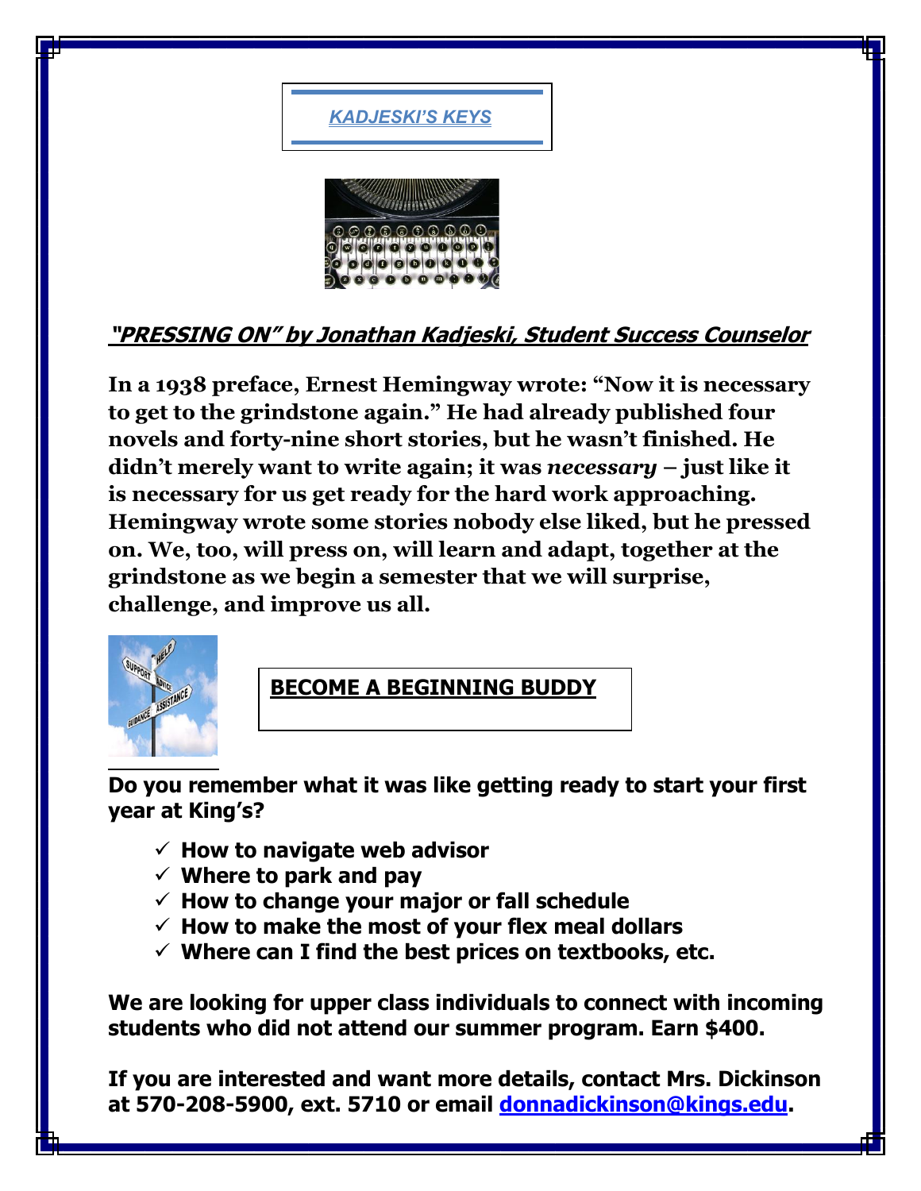## *KADJESKI'S KEYS*

### "PRESSING ON" by Jonathan Kadjeski, Student Success Counselor

**In a 1938 preface, Ernest Hemingway wrote: "Now it is necessary to get to the grindstone again." He had already published four novels and forty-nine short stories, but he wasn't finished. He didn't merely want to write again; it was *necessary* – just like it is necessary for us get ready for the hard work approaching. Hemingway wrote some stories nobody else liked, but he pressed on. We, too, will press on, will learn and adapt, together at the grindstone as we begin a semester that we will surprise, challenge, and improve us all.**

### BECOME A BEGINNING BUDDY

**Do you remember what it was like getting ready to start your first year at King's?**

- ✓ **How to navigate web advisor**
- ✓ **Where to park and pay**
- ✓ **How to change your major or fall schedule**
- ✓ **How to make the most of your flex meal dollars**
- ✓ **Where can I find the best prices on textbooks, etc.**

**We are looking for upper class individuals to connect with incoming students who did not attend our summer program. Earn $400.**

**If you are interested and want more details, contact Mrs. Dickinson at 570-208-5900, ext. 5710 or email donnadickinson@kings.edu.**